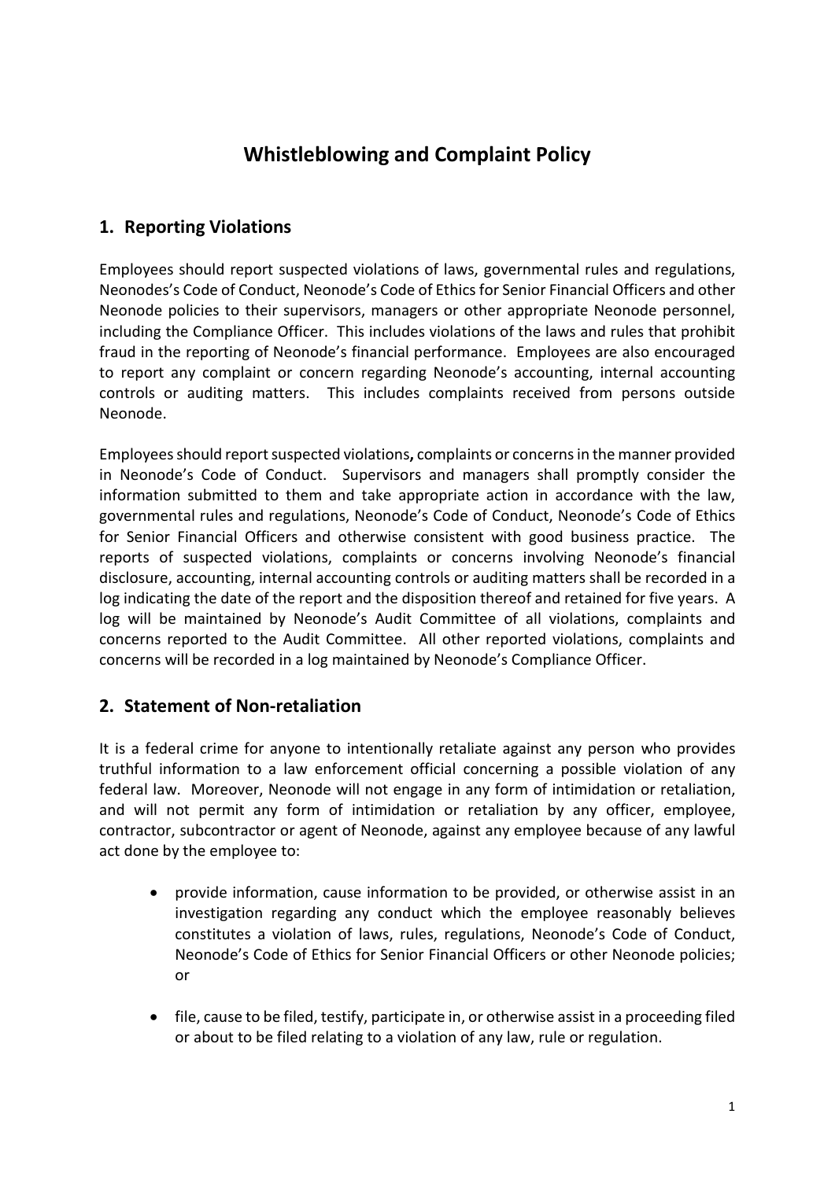# Whistleblowing and Complaint Policy

## 1. Reporting Violations

Employees should report suspected violations of laws, governmental rules and regulations, Neonodes's Code of Conduct, Neonode's Code of Ethics for Senior Financial Officers and other Neonode policies to their supervisors, managers or other appropriate Neonode personnel, including the Compliance Officer. This includes violations of the laws and rules that prohibit fraud in the reporting of Neonode's financial performance. Employees are also encouraged to report any complaint or concern regarding Neonode's accounting, internal accounting controls or auditing matters. This includes complaints received from persons outside Neonode.

Employees should report suspected violations**,** complaints or concerns in the manner provided in Neonode's Code of Conduct. Supervisors and managers shall promptly consider the information submitted to them and take appropriate action in accordance with the law, governmental rules and regulations, Neonode's Code of Conduct, Neonode's Code of Ethics for Senior Financial Officers and otherwise consistent with good business practice. The reports of suspected violations, complaints or concerns involving Neonode's financial disclosure, accounting, internal accounting controls or auditing matters shall be recorded in a log indicating the date of the report and the disposition thereof and retained for five years. A log will be maintained by Neonode's Audit Committee of all violations, complaints and concerns reported to the Audit Committee. All other reported violations, complaints and concerns will be recorded in a log maintained by Neonode's Compliance Officer.

## 2. Statement of Non-retaliation

It is a federal crime for anyone to intentionally retaliate against any person who provides truthful information to a law enforcement official concerning a possible violation of any federal law. Moreover, Neonode will not engage in any form of intimidation or retaliation, and will not permit any form of intimidation or retaliation by any officer, employee, contractor, subcontractor or agent of Neonode, against any employee because of any lawful act done by the employee to:

- provide information, cause information to be provided, or otherwise assist in an investigation regarding any conduct which the employee reasonably believes constitutes a violation of laws, rules, regulations, Neonode's Code of Conduct, Neonode's Code of Ethics for Senior Financial Officers or other Neonode policies; or

- file, cause to be filed, testify, participate in, or otherwise assist in a proceeding filed or about to be filed relating to a violation of any law, rule or regulation.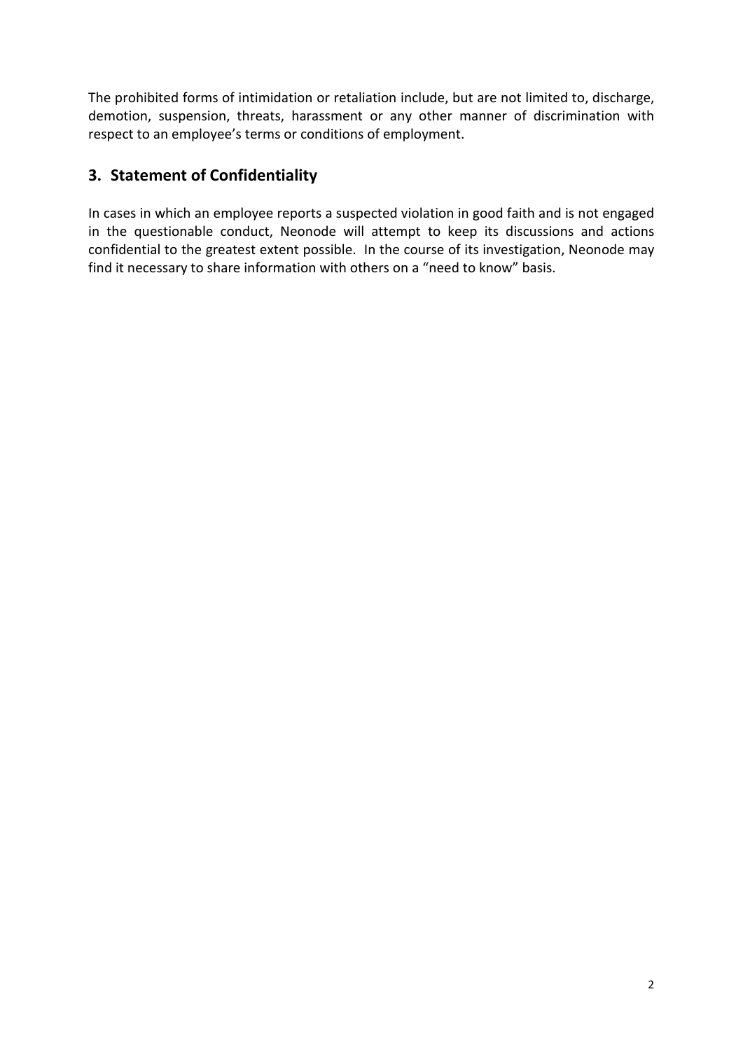The prohibited forms of intimidation or retaliation include, but are not limited to, discharge, demotion, suspension, threats, harassment or any other manner of discrimination with respect to an employee's terms or conditions of employment.

## 3. Statement of Confidentiality

In cases in which an employee reports a suspected violation in good faith and is not engaged in the questionable conduct, Neonode will attempt to keep its discussions and actions confidential to the greatest extent possible. In the course of its investigation, Neonode may find it necessary to share information with others on a "need to know" basis.